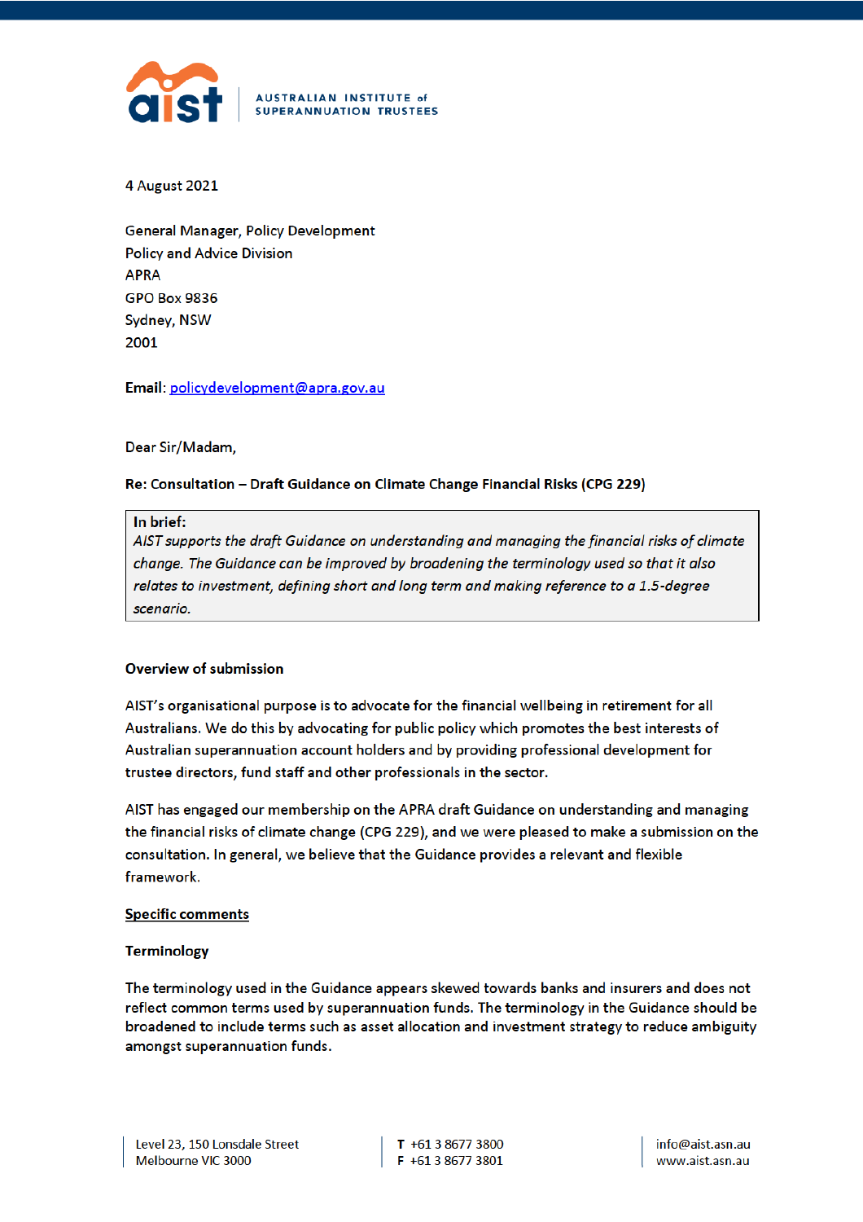**AUSTRALIAN INSTITUTE of SUPERANNUATION TRUSTEES**

4 August 2021

General Manager, Policy Development
Policy and Advice Division
APRA
GPO Box 9836
Sydney, NSW
2001

**Email**: policydevelopment@apra.gov.au

Dear Sir/Madam,

**Re: Consultation – Draft Guidance on Climate Change Financial Risks (CPG 229)**

> **In brief:**
> *AIST supports the draft Guidance on understanding and managing the financial risks of climate change. The Guidance can be improved by broadening the terminology used so that it also relates to investment, defining short and long term and making reference to a 1.5-degree scenario.*

**Overview of submission**

AIST's organisational purpose is to advocate for the financial wellbeing in retirement for all Australians. We do this by advocating for public policy which promotes the best interests of Australian superannuation account holders and by providing professional development for trustee directors, fund staff and other professionals in the sector.

AIST has engaged our membership on the APRA draft Guidance on understanding and managing the financial risks of climate change (CPG 229), and we were pleased to make a submission on the consultation. In general, we believe that the Guidance provides a relevant and flexible framework.

**Specific comments**

**Terminology**

The terminology used in the Guidance appears skewed towards banks and insurers and does not reflect common terms used by superannuation funds. The terminology in the Guidance should be broadened to include terms such as asset allocation and investment strategy to reduce ambiguity amongst superannuation funds.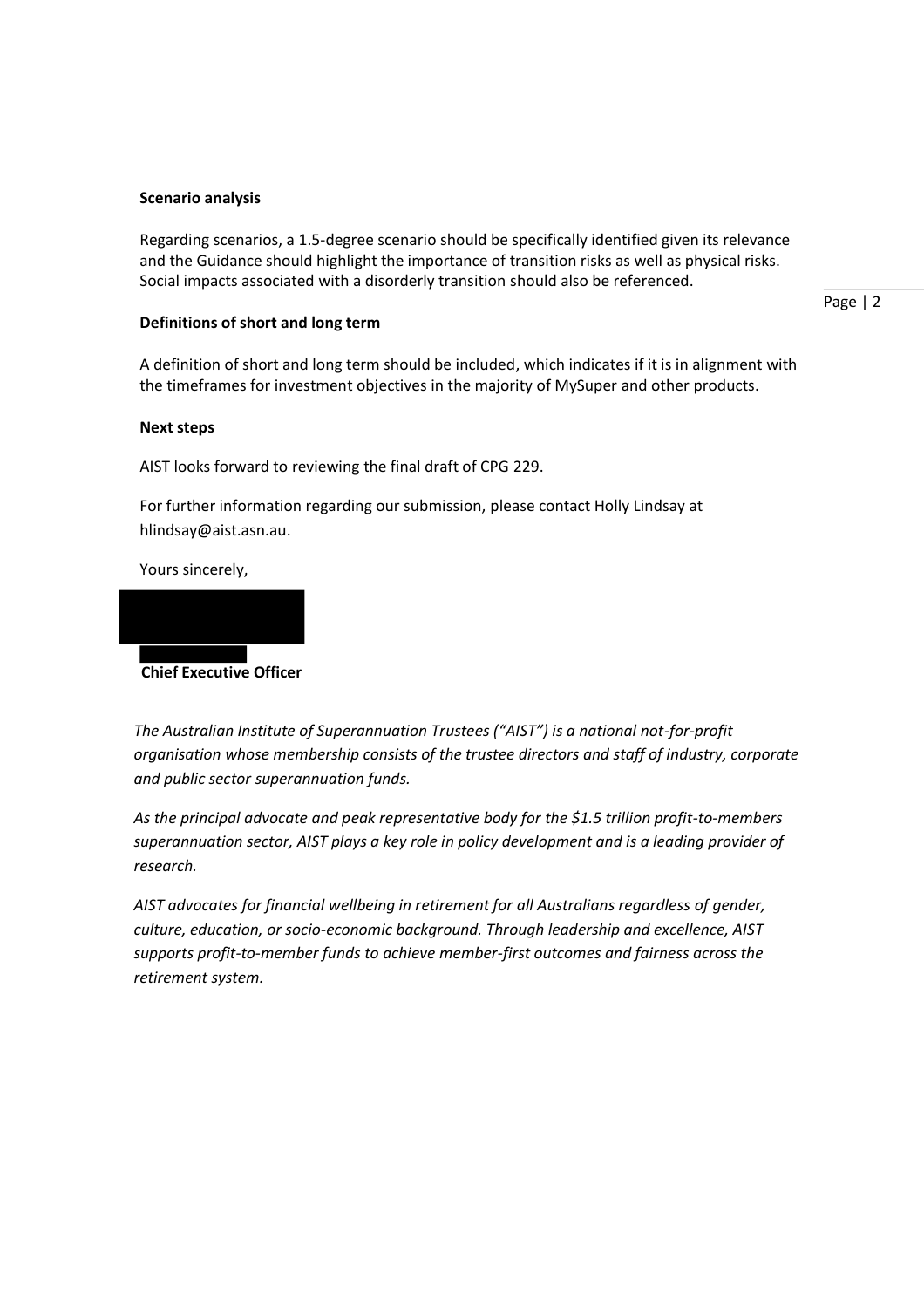**Scenario analysis**

Regarding scenarios, a 1.5-degree scenario should be specifically identified given its relevance and the Guidance should highlight the importance of transition risks as well as physical risks. Social impacts associated with a disorderly transition should also be referenced.

**Definitions of short and long term**

A definition of short and long term should be included, which indicates if it is in alignment with the timeframes for investment objectives in the majority of MySuper and other products.

**Next steps**

AIST looks forward to reviewing the final draft of CPG 229.

For further information regarding our submission, please contact Holly Lindsay at hlindsay@aist.asn.au.

Yours sincerely,

**Chief Executive Officer**

*The Australian Institute of Superannuation Trustees ("AIST") is a national not-for-profit organisation whose membership consists of the trustee directors and staff of industry, corporate and public sector superannuation funds.*

*As the principal advocate and peak representative body for the $1.5 trillion profit-to-members superannuation sector, AIST plays a key role in policy development and is a leading provider of research.*

*AIST advocates for financial wellbeing in retirement for all Australians regardless of gender, culture, education, or socio-economic background. Through leadership and excellence, AIST supports profit-to-member funds to achieve member-first outcomes and fairness across the retirement system.*